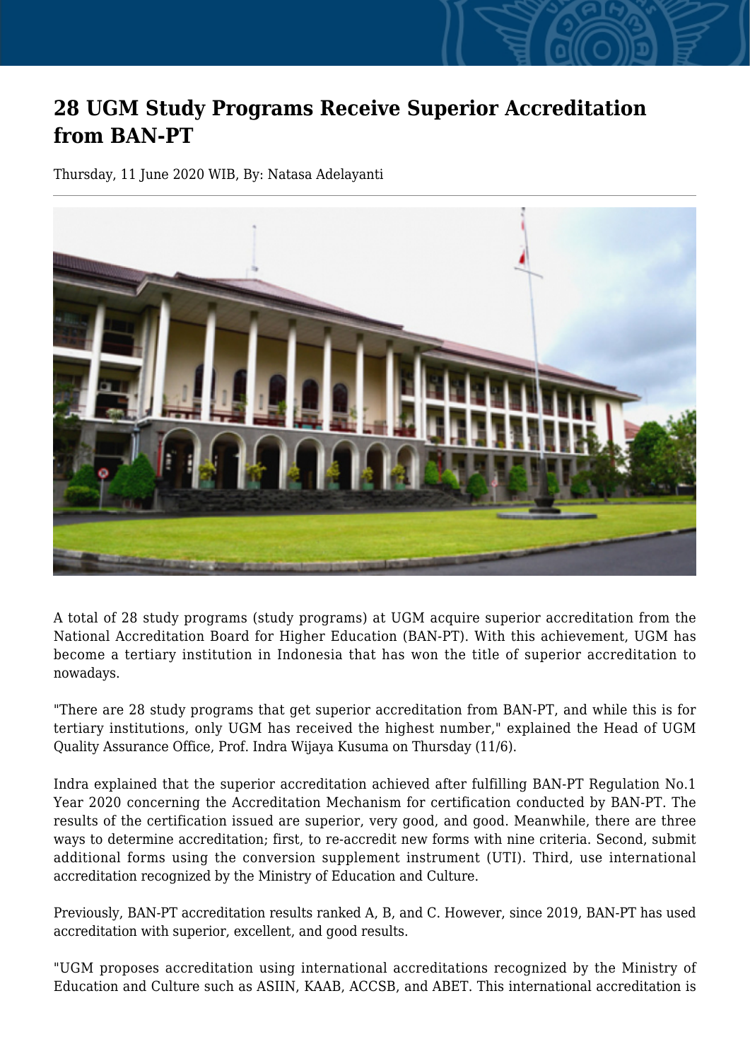# 28 UGM Study Programs Receive Superior Accreditation from BAN-PT

Thursday, 11 June 2020 WIB, By: Natasa Adelayanti

A total of 28 study programs (study programs) at UGM acquire superior accreditation from the National Accreditation Board for Higher Education (BAN-PT). With this achievement, UGM has become a tertiary institution in Indonesia that has won the title of superior accreditation to nowadays.

"There are 28 study programs that get superior accreditation from BAN-PT, and while this is for tertiary institutions, only UGM has received the highest number," explained the Head of UGM Quality Assurance Office, Prof. Indra Wijaya Kusuma on Thursday (11/6).

Indra explained that the superior accreditation achieved after fulfilling BAN-PT Regulation No.1 Year 2020 concerning the Accreditation Mechanism for certification conducted by BAN-PT. The results of the certification issued are superior, very good, and good. Meanwhile, there are three ways to determine accreditation; first, to re-accredit new forms with nine criteria. Second, submit additional forms using the conversion supplement instrument (UTI). Third, use international accreditation recognized by the Ministry of Education and Culture.

Previously, BAN-PT accreditation results ranked A, B, and C. However, since 2019, BAN-PT has used accreditation with superior, excellent, and good results.

"UGM proposes accreditation using international accreditations recognized by the Ministry of Education and Culture such as ASIIN, KAAB, ACCSB, and ABET. This international accreditation is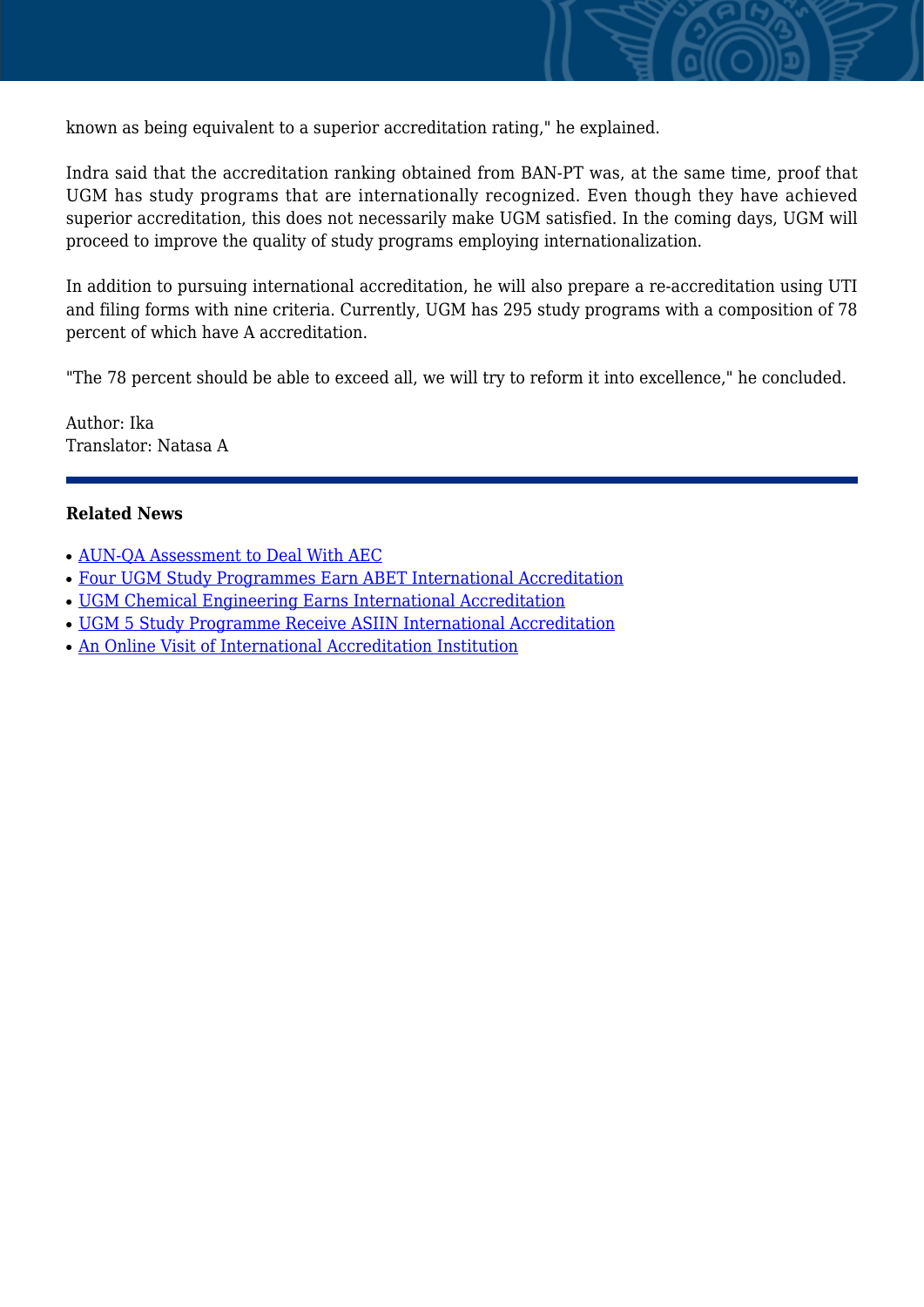known as being equivalent to a superior accreditation rating," he explained.

Indra said that the accreditation ranking obtained from BAN-PT was, at the same time, proof that UGM has study programs that are internationally recognized. Even though they have achieved superior accreditation, this does not necessarily make UGM satisfied. In the coming days, UGM will proceed to improve the quality of study programs employing internationalization.

In addition to pursuing international accreditation, he will also prepare a re-accreditation using UTI and filing forms with nine criteria. Currently, UGM has 295 study programs with a composition of 78 percent of which have A accreditation.

"The 78 percent should be able to exceed all, we will try to reform it into excellence," he concluded.

Author: Ika
Translator: Natasa A

---

**Related News**

- AUN-QA Assessment to Deal With AEC
- Four UGM Study Programmes Earn ABET International Accreditation
- UGM Chemical Engineering Earns International Accreditation
- UGM 5 Study Programme Receive ASIIN International Accreditation
- An Online Visit of International Accreditation Institution